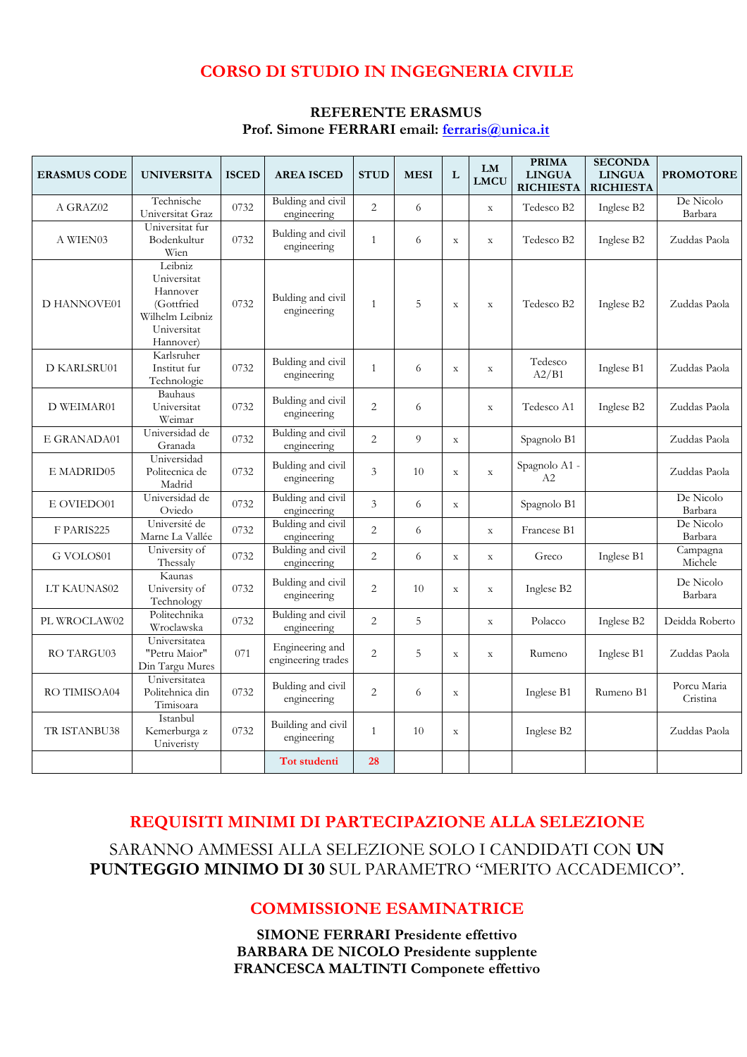# CORSO DI STUDIO IN INGEGNERIA CIVILE

**REFERENTE ERASMUS**
**Prof. Simone FERRARI email: ferraris@unica.it**

| ERASMUS CODE | UNIVERSITA | ISCED | AREA ISCED | STUD | MESI | L | LM LMCU | PRIMA LINGUA RICHIESTA | SECONDA LINGUA RICHIESTA | PROMOTORE |
|---|---|---|---|---|---|---|---|---|---|---|
| A GRAZ02 | Technische Universitat Graz | 0732 | Bulding and civil engineering | 2 | 6 | | x | Tedesco B2 | Inglese B2 | De Nicolo Barbara |
| A WIEN03 | Universitat fur Bodenkultur Wien | 0732 | Bulding and civil engineering | 1 | 6 | x | x | Tedesco B2 | Inglese B2 | Zuddas Paola |
| D HANNOVE01 | Leibniz Universitat Hannover (Gottfried Wilhelm Leibniz Universitat Hannover) | 0732 | Bulding and civil engineering | 1 | 5 | x | x | Tedesco B2 | Inglese B2 | Zuddas Paola |
| D KARLSRU01 | Karlsruher Institut fur Technologie | 0732 | Bulding and civil engineering | 1 | 6 | x | x | Tedesco A2/B1 | Inglese B1 | Zuddas Paola |
| D WEIMAR01 | Bauhaus Universitat Weimar | 0732 | Bulding and civil engineering | 2 | 6 | | x | Tedesco A1 | Inglese B2 | Zuddas Paola |
| E GRANADA01 | Universidad de Granada | 0732 | Bulding and civil engineering | 2 | 9 | x | | Spagnolo B1 | | Zuddas Paola |
| E MADRID05 | Universidad Politecnica de Madrid | 0732 | Bulding and civil engineering | 3 | 10 | x | x | Spagnolo A1 - A2 | | Zuddas Paola |
| E OVIEDO01 | Universidad de Oviedo | 0732 | Bulding and civil engineering | 3 | 6 | x | | Spagnolo B1 | | De Nicolo Barbara |
| F PARIS225 | Université de Marne La Vallée | 0732 | Bulding and civil engineering | 2 | 6 | | x | Francese B1 | | De Nicolo Barbara |
| G VOLOS01 | University of Thessaly | 0732 | Bulding and civil engineering | 2 | 6 | x | x | Greco | Inglese B1 | Campagna Michele |
| LT KAUNAS02 | Kaunas University of Technology | 0732 | Bulding and civil engineering | 2 | 10 | x | x | Inglese B2 | | De Nicolo Barbara |
| PL WROCLAW02 | Politechnika Wroclawska | 0732 | Bulding and civil engineering | 2 | 5 | | x | Polacco | Inglese B2 | Deidda Roberto |
| RO TARGU03 | Universitatea "Petru Maior" Din Targu Mures | 071 | Engineering and engineering trades | 2 | 5 | x | x | Rumeno | Inglese B1 | Zuddas Paola |
| RO TIMISOA04 | Universitatea Politehnica din Timisoara | 0732 | Bulding and civil engineering | 2 | 6 | x | | Inglese B1 | Rumeno B1 | Porcu Maria Cristina |
| TR ISTANBU38 | Istanbul Kemerburga z Univeristy | 0732 | Building and civil engineering | 1 | 10 | x | | Inglese B2 | | Zuddas Paola |
| | | | **Tot studenti** | **28** | | | | | | |

## REQUISITI MINIMI DI PARTECIPAZIONE ALLA SELEZIONE

SARANNO AMMESSI ALLA SELEZIONE SOLO I CANDIDATI CON **UN PUNTEGGIO MINIMO DI 30** SUL PARAMETRO "MERITO ACCADEMICO".

## COMMISSIONE ESAMINATRICE

**SIMONE FERRARI Presidente effettivo**
**BARBARA DE NICOLO Presidente supplente**
**FRANCESCA MALTINTI Componete effettivo**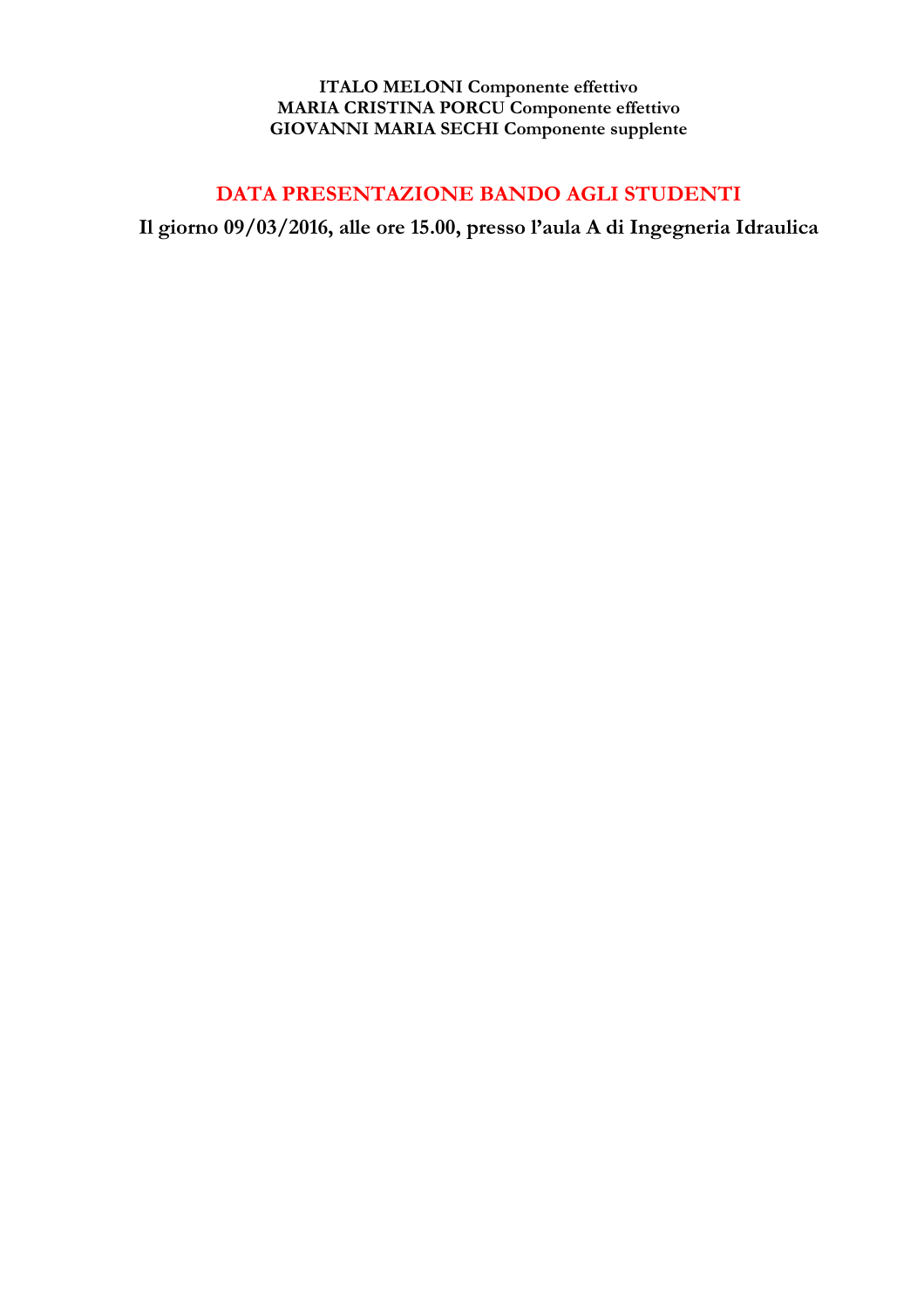**ITALO MELONI** Componente effettivo
**MARIA CRISTINA PORCU** Componente effettivo
**GIOVANNI MARIA SECHI** Componente supplente

## DATA PRESENTAZIONE BANDO AGLI STUDENTI

**Il giorno 09/03/2016, alle ore 15.00, presso l'aula A di Ingegneria Idraulica**